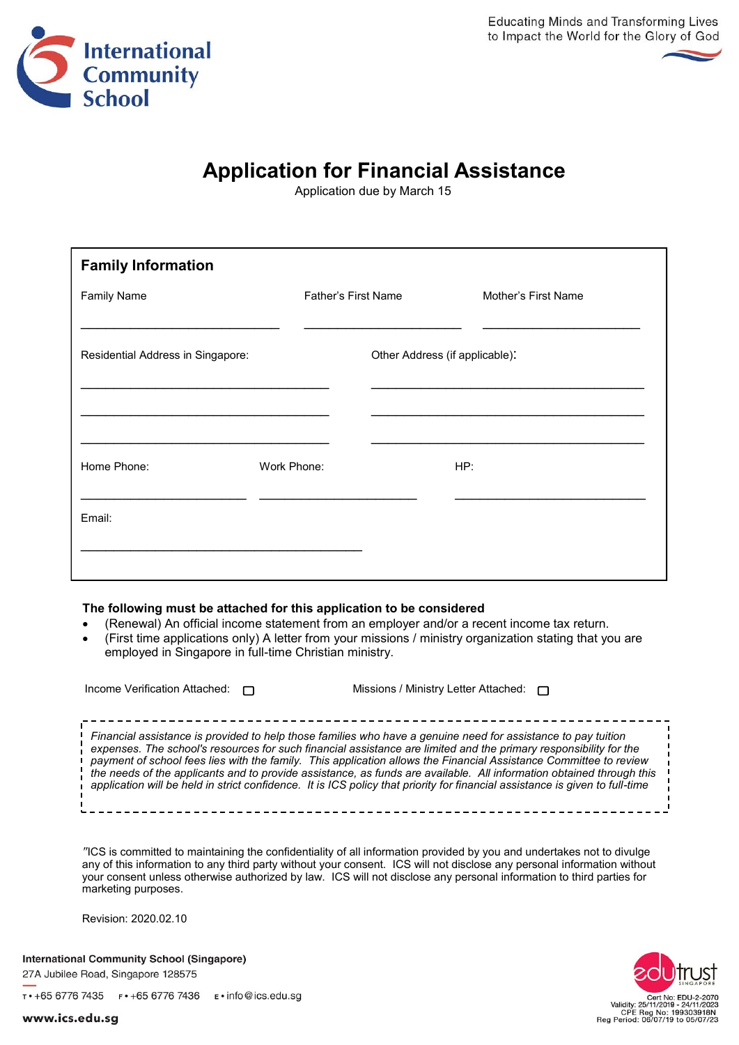International Community School

Educating Minds and Transforming Lives to Impact the World for the Glory of God

# Application for Financial Assistance

Application due by March 15

## Family Information

Family Name ______________________________

Father's First Name ______________________________

Mother's First Name ______________________________

Residential Address in Singapore:

______________________________

______________________________

______________________________

Other Address (if applicable):

______________________________

______________________________

______________________________

Home Phone: ______________________________

Work Phone: ______________________________

HP: ______________________________

Email: ______________________________

**The following must be attached for this application to be considered**

- (Renewal) An official income statement from an employer and/or a recent income tax return.
- (First time applications only) A letter from your missions / ministry organization stating that you are employed in Singapore in full-time Christian ministry.

Income Verification Attached: ☐

Missions / Ministry Letter Attached: ☐

*Financial assistance is provided to help those families who have a genuine need for assistance to pay tuition expenses. The school's resources for such financial assistance are limited and the primary responsibility for the payment of school fees lies with the family. This application allows the Financial Assistance Committee to review the needs of the applicants and to provide assistance, as funds are available. All information obtained through this application will be held in strict confidence. It is ICS policy that priority for financial assistance is given to full-time*

"ICS is committed to maintaining the confidentiality of all information provided by you and undertakes not to divulge any of this information to any third party without your consent. ICS will not disclose any personal information without your consent unless otherwise authorized by law. ICS will not disclose any personal information to third parties for marketing purposes.

Revision: 2020.02.10

**International Community School (Singapore)**
27A Jubilee Road, Singapore 128575
T • +65 6776 7435 F • +65 6776 7436 E • info@ics.edu.sg
**www.ics.edu.sg**

edutrust SINGAPORE
Cert No: EDU-2-2070
Validity: 25/11/2019 - 24/11/2023
CPE Reg No: 199303918N
Reg Period: 06/07/19 to 05/07/23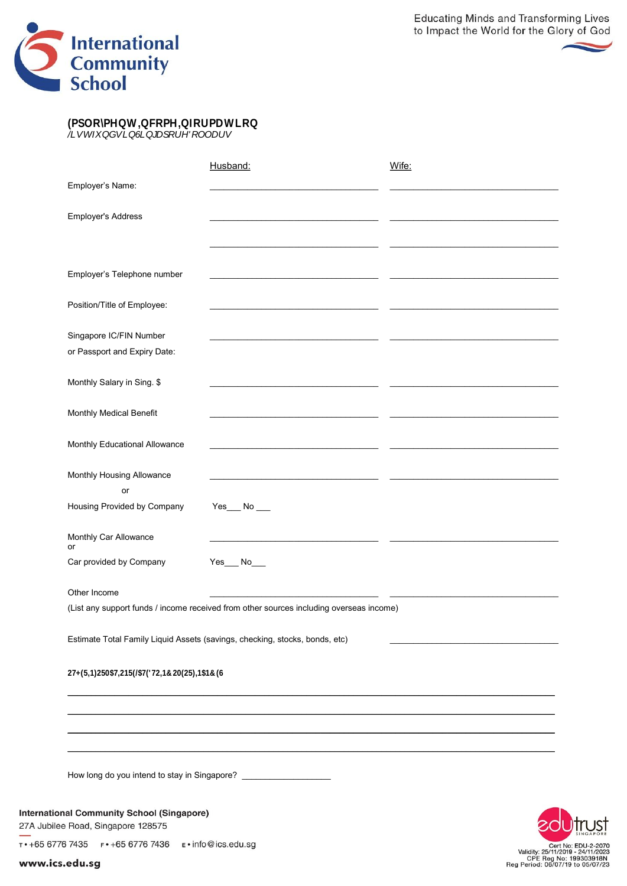Educating Minds and Transforming Lives to Impact the World for the Glory of God

# International Community School

## (PSOR\PHQW,QFRPH,QIRUPDWLRQ

*/LVWIXQGVLQ6LQJDSRUH'ROODUV*

| | Husband: | Wife: |
|---|---|---|
| Employer's Name: | ______________________ | ______________________ |
| Employer's Address | ______________________ | ______________________ |
| | ______________________ | ______________________ |
| Employer's Telephone number | ______________________ | ______________________ |
| Position/Title of Employee: | ______________________ | ______________________ |
| Singapore IC/FIN Number or Passport and Expiry Date: | ______________________ | ______________________ |
| Monthly Salary in Sing. $ | ______________________ | ______________________ |
| Monthly Medical Benefit | ______________________ | ______________________ |
| Monthly Educational Allowance | ______________________ | ______________________ |
| Monthly Housing Allowance | ______________________ | ______________________ |
| or | | |
| Housing Provided by Company | Yes___ No ___ | |
| Monthly Car Allowance | ______________________ | ______________________ |
| or | | |
| Car provided by Company | Yes___ No___ | |
| Other Income | ______________________ | ______________________ |

(List any support funds / income received from other sources including overseas income)

Estimate Total Family Liquid Assets (savings, checking, stocks, bonds, etc) ______________________

**27+(5,1)250$7,21(/$7('72,1&20(25,1$1&(**

________________________________________________________________________

________________________________________________________________________

________________________________________________________________________

________________________________________________________________________

How long do you intend to stay in Singapore? ___________________

**International Community School (Singapore)**
27A Jubilee Road, Singapore 128575
T • +65 6776 7435 F • +65 6776 7436 E • info@ics.edu.sg
**www.ics.edu.sg**

edutrust SINGAPORE
Cert No: EDU-2-2070
Validity: 25/11/2019 - 24/11/2023
CPE Reg No: 199303918N
Reg Period: 06/07/19 to 05/07/23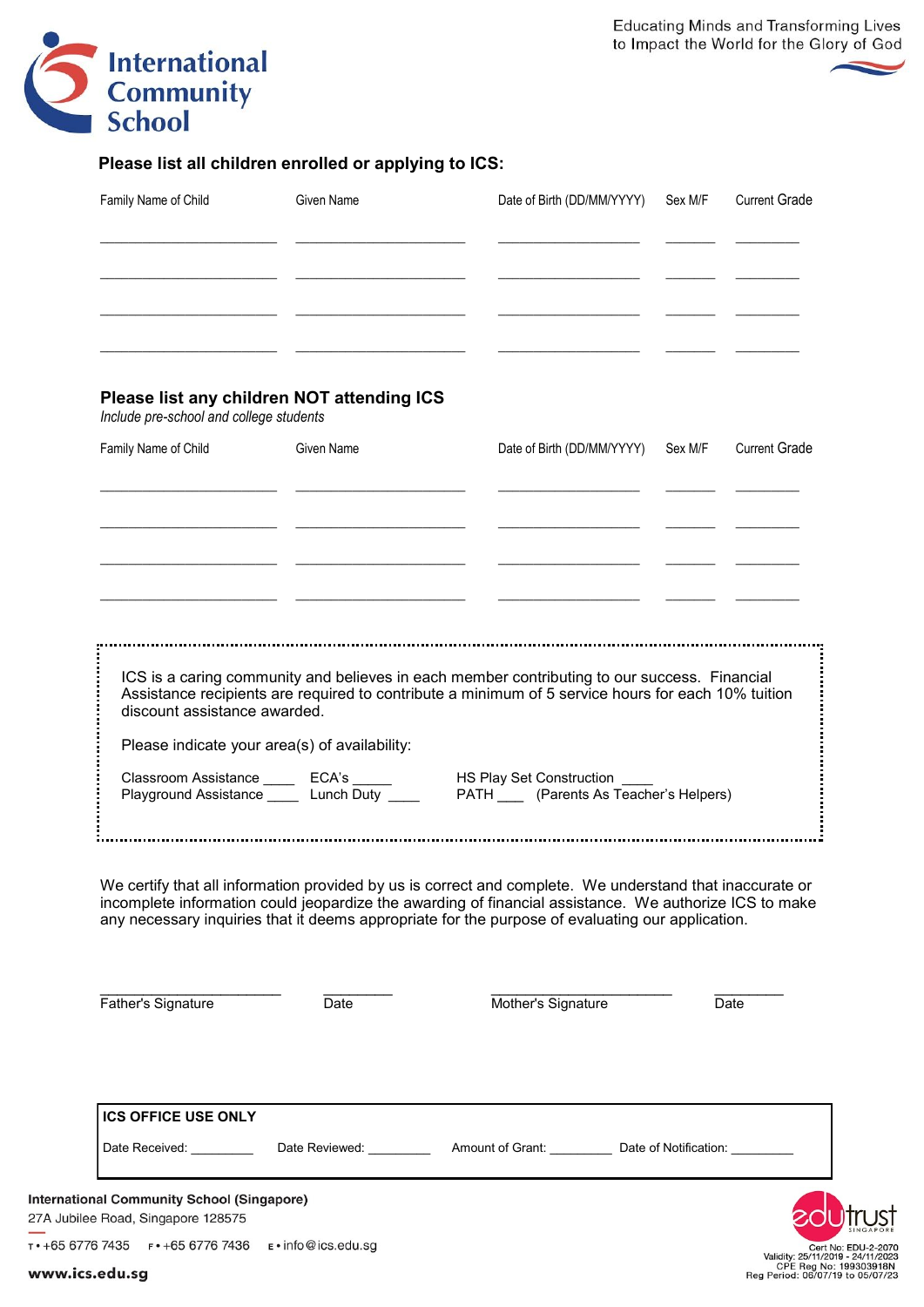International Community School

Educating Minds and Transforming Lives to Impact the World for the Glory of God

## Please list all children enrolled or applying to ICS:

| Family Name of Child | Given Name | Date of Birth (DD/MM/YYYY) | Sex M/F | Current Grade |
| --- | --- | --- | --- | --- |
| | | | | |
| | | | | |
| | | | | |
| | | | | |

## Please list any children NOT attending ICS

*Include pre-school and college students*

| Family Name of Child | Given Name | Date of Birth (DD/MM/YYYY) | Sex M/F | Current Grade |
| --- | --- | --- | --- | --- |
| | | | | |
| | | | | |
| | | | | |
| | | | | |

ICS is a caring community and believes in each member contributing to our success. Financial Assistance recipients are required to contribute a minimum of 5 service hours for each 10% tuition discount assistance awarded.

Please indicate your area(s) of availability:

Classroom Assistance ____ ECA's _____ HS Play Set Construction ____
Playground Assistance ____ Lunch Duty ____ PATH ___ (Parents As Teacher's Helpers)

We certify that all information provided by us is correct and complete. We understand that inaccurate or incomplete information could jeopardize the awarding of financial assistance. We authorize ICS to make any necessary inquiries that it deems appropriate for the purpose of evaluating our application.

______________________ Father's Signature    _________ Date    ______________________ Mother's Signature    _________ Date

**ICS OFFICE USE ONLY**

Date Received: _________ Date Reviewed: _________ Amount of Grant: _________ Date of Notification: _________

**International Community School (Singapore)**
27A Jubilee Road, Singapore 128575
T • +65 6776 7435 F • +65 6776 7436 E • info@ics.edu.sg
**www.ics.edu.sg**

edutrust SINGAPORE
Cert No: EDU-2-2070
Validity: 25/11/2019 - 24/11/2023
CPE Reg No: 199303918N
Reg Period: 06/07/19 to 05/07/23